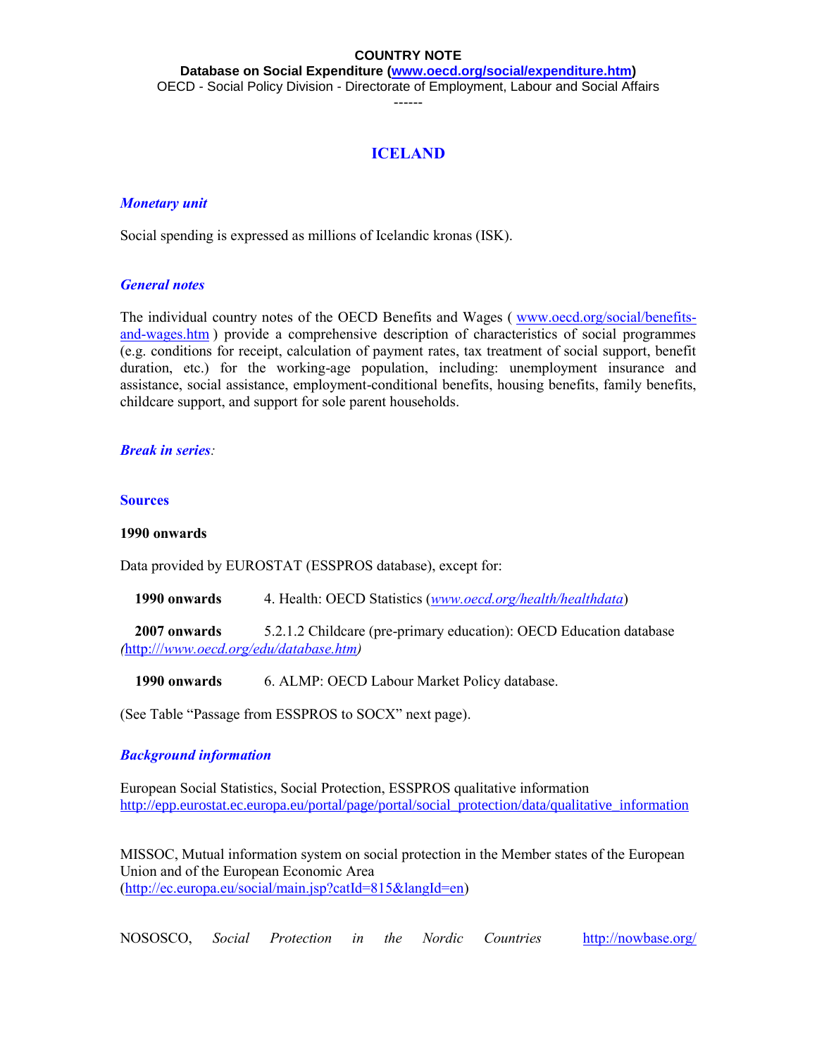**COUNTRY NOTE**

**Database on Social Expenditure ([www.oecd.org/social/expenditure.htm](www.oecd.org/social/expenditure.htm))**

OECD - Social Policy Division - Directorate of Employment, Labour and Social Affairs

------

# ICELAND

### *Monetary unit*

Social spending is expressed as millions of Icelandic kronas (ISK).

### *General notes*

The individual country notes of the OECD Benefits and Wages ( [www.oecd.org/social/benefits-and-wages.htm](www.oecd.org/social/benefits-and-wages.htm) ) provide a comprehensive description of characteristics of social programmes (e.g. conditions for receipt, calculation of payment rates, tax treatment of social support, benefit duration, etc.) for the working-age population, including: unemployment insurance and assistance, social assistance, employment-conditional benefits, housing benefits, family benefits, childcare support, and support for sole parent households.

### *Break in series:*

### Sources

**1990 onwards**

Data provided by EUROSTAT (ESSPROS database), except for:

**1990 onwards** 4. Health: OECD Statistics (*[www.oecd.org/health/healthdata](www.oecd.org/health/healthdata)*)

**2007 onwards** 5.2.1.2 Childcare (pre-primary education): OECD Education database *(*[http:///*www.oecd.org/edu/database.htm*](http:///www.oecd.org/edu/database.htm)*)*

**1990 onwards** 6. ALMP: OECD Labour Market Policy database.

(See Table "Passage from ESSPROS to SOCX" next page).

### *Background information*

European Social Statistics, Social Protection, ESSPROS qualitative information
[http://epp.eurostat.ec.europa.eu/portal/page/portal/social_protection/data/qualitative_information](http://epp.eurostat.ec.europa.eu/portal/page/portal/social_protection/data/qualitative_information)

MISSOC, Mutual information system on social protection in the Member states of the European Union and of the European Economic Area
([http://ec.europa.eu/social/main.jsp?catId=815&langId=en](http://ec.europa.eu/social/main.jsp?catId=815&langId=en))

NOSOSCO, *Social Protection in the Nordic Countries* [http://nowbase.org/](http://nowbase.org/)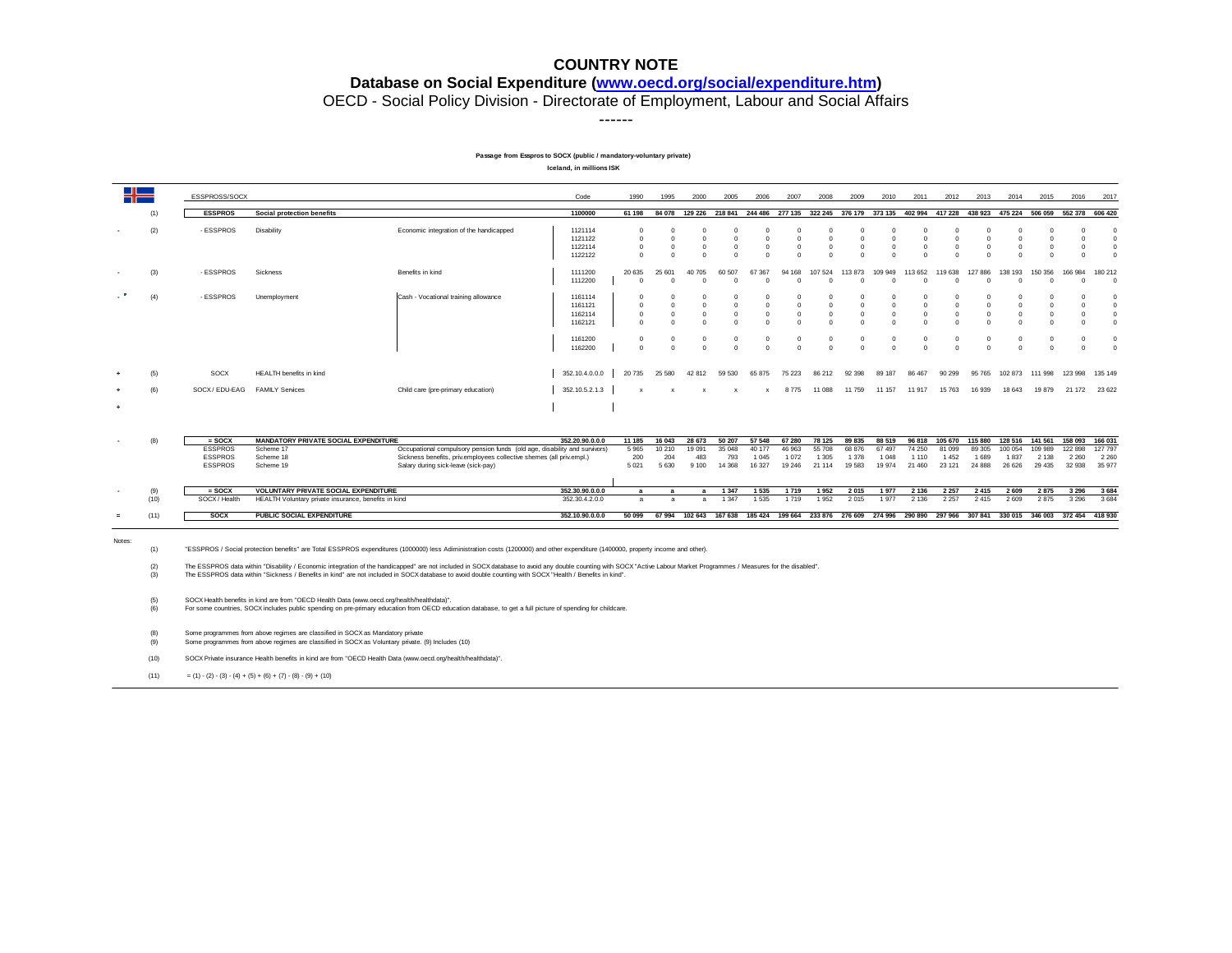# COUNTRY NOTE

## Database on Social Expenditure (www.oecd.org/social/expenditure.htm)

OECD - Social Policy Division - Directorate of Employment, Labour and Social Affairs

------

**Passage from Esspros to SOCX (public / mandatory-voluntary private)**

**Iceland, in millions ISK**

| | | ESSPROSS/SOCX | | | Code | 1990 | 1995 | 2000 | 2005 | 2006 | 2007 | 2008 | 2009 | 2010 | 2011 | 2012 | 2013 | 2014 | 2015 | 2016 | 2017 |
|---|---|---|---|---|---|---|---|---|---|---|---|---|---|---|---|---|---|---|---|---|---|
| | (1) | **ESSPROS** | **Social protection benefits** | | **1100000** | **61 198** | **84 078** | **129 226** | **218 841** | **244 486** | **277 135** | **322 245** | **376 179** | **373 135** | **402 994** | **417 228** | **438 923** | **475 224** | **506 059** | **552 378** | **606 420** |
| - | (2) | - ESSPROS | Disability | Economic integration of the handicapped | 1121114 | 0 | 0 | 0 | 0 | 0 | 0 | 0 | 0 | 0 | 0 | 0 | 0 | 0 | 0 | 0 | 0 |
| | | | | | 1121122 | 0 | 0 | 0 | 0 | 0 | 0 | 0 | 0 | 0 | 0 | 0 | 0 | 0 | 0 | 0 | 0 |
| | | | | | 1122114 | 0 | 0 | 0 | 0 | 0 | 0 | 0 | 0 | 0 | 0 | 0 | 0 | 0 | 0 | 0 | 0 |
| | | | | | 1122122 | 0 | 0 | 0 | 0 | 0 | 0 | 0 | 0 | 0 | 0 | 0 | 0 | 0 | 0 | 0 | 0 |
| - | (3) | - ESSPROS | Sickness | Benefits in kind | 1111200 | 20 635 | 25 601 | 40 705 | 60 507 | 67 367 | 94 168 | 107 524 | 113 873 | 109 949 | 113 652 | 119 638 | 127 886 | 138 193 | 150 356 | 166 984 | 180 212 |
| | | | | | 1112200 | 0 | 0 | 0 | 0 | 0 | 0 | 0 | 0 | 0 | 0 | 0 | 0 | 0 | 0 | 0 | 0 |
| - | (4) | - ESSPROS | Unemployment | Cash - Vocational training allowance | 1161114 | 0 | 0 | 0 | 0 | 0 | 0 | 0 | 0 | 0 | 0 | 0 | 0 | 0 | 0 | 0 | 0 |
| | | | | | 1161121 | 0 | 0 | 0 | 0 | 0 | 0 | 0 | 0 | 0 | 0 | 0 | 0 | 0 | 0 | 0 | 0 |
| | | | | | 1162114 | 0 | 0 | 0 | 0 | 0 | 0 | 0 | 0 | 0 | 0 | 0 | 0 | 0 | 0 | 0 | 0 |
| | | | | | 1162121 | 0 | 0 | 0 | 0 | 0 | 0 | 0 | 0 | 0 | 0 | 0 | 0 | 0 | 0 | 0 | 0 |
| | | | | | 1161200 | 0 | 0 | 0 | 0 | 0 | 0 | 0 | 0 | 0 | 0 | 0 | 0 | 0 | 0 | 0 | 0 |
| | | | | | 1162200 | 0 | 0 | 0 | 0 | 0 | 0 | 0 | 0 | 0 | 0 | 0 | 0 | 0 | 0 | 0 | 0 |
| + | (5) | SOCX | HEALTH benefits in kind | | 352.10.4.0.0.0 | 20 735 | 25 580 | 42 812 | 59 530 | 65 875 | 75 223 | 86 212 | 92 398 | 89 187 | 86 467 | 90 299 | 95 765 | 102 873 | 111 998 | 123 998 | 135 149 |
| + | (6) | SOCX / EDU-EAG | FAMILY Services | Child care (pre-primary education) | 352.10.5.2.1.3 | x | x | x | x | x | 8 775 | 11 088 | 11 759 | 11 157 | 11 917 | 15 763 | 16 939 | 18 643 | 19 879 | 21 172 | 23 622 |
| + | | | | | | | | | | | | | | | | | | | | | |
| - | (8) | **= SOCX** | **MANDATORY PRIVATE SOCIAL EXPENDITURE** | | **352.20.90.0.0.0** | **11 185** | **16 043** | **28 673** | **50 207** | **57 548** | **67 280** | **78 125** | **89 835** | **88 519** | **96 818** | **105 670** | **115 880** | **128 516** | **141 561** | **158 093** | **166 031** |
| | | ESSPROS | Scheme 17 | Occupational compulsory pension funds (old age, disability and survivors) | | 5 965 | 10 210 | 19 091 | 35 048 | 40 177 | 46 963 | 55 708 | 68 876 | 67 497 | 74 250 | 81 099 | 89 305 | 100 054 | 109 989 | 122 898 | 127 797 |
| | | ESSPROS | Scheme 18 | Sickness benefits, priv.employees collective shemes (all priv.empl.) | | 200 | 204 | 483 | 793 | 1 045 | 1 072 | 1 305 | 1 378 | 1 048 | 1 110 | 1 452 | 1 689 | 1 837 | 2 138 | 2 260 | 2 260 |
| | | ESSPROS | Scheme 19 | Salary during sick-leave (sick-pay) | | 5 021 | 5 630 | 9 100 | 14 368 | 16 327 | 19 246 | 21 114 | 19 583 | 19 974 | 21 460 | 23 121 | 24 888 | 26 626 | 29 435 | 32 938 | 35 977 |
| - | (9) | **= SOCX** | **VOLUNTARY PRIVATE SOCIAL EXPENDITURE** | | **352.30.90.0.0.0** | **a** | **a** | **a** | **1 347** | **1 535** | **1 719** | **1 952** | **2 015** | **1 977** | **2 136** | **2 257** | **2 415** | **2 609** | **2 875** | **3 296** | **3 684** |
| | (10) | SOCX / Health | HEALTH Voluntary private insurance, benefits in kind | | 352.30.4.2.0.0 | a | a | a | 1 347 | 1 535 | 1 719 | 1 952 | 2 015 | 1 977 | 2 136 | 2 257 | 2 415 | 2 609 | 2 875 | 3 296 | 3 684 |
| = | (11) | **SOCX** | **PUBLIC SOCIAL EXPENDITURE** | | **352.10.90.0.0.0** | **50 099** | **67 994** | **102 643** | **167 638** | **185 424** | **199 664** | **233 876** | **276 609** | **274 996** | **290 890** | **297 966** | **307 841** | **330 015** | **346 003** | **372 454** | **418 930** |

Notes:

(1) "ESSPROS / Social protection benefits" are Total ESSPROS expenditures (1000000) less Adiministration costs (1200000) and other expenditure (1400000, property income and other).

(2) The ESSPROS data within "Disability / Economic integration of the handicapped" are not included in SOCX database to avoid any double counting with SOCX "Active Labour Market Programmes / Measures for the disabled".
(3) The ESSPROS data within "Sickness / Benefits in kind" are not included in SOCX database to avoid double counting with SOCX "Health / Benefits in kind".

(5) SOCX Health benefits in kind are from "OECD Health Data (www.oecd.org/health/healthdata)".
(6) For some countries, SOCX includes public spending on pre-primary education from OECD education database, to get a full picture of spending for childcare.

(8) Some programmes from above regimes are classified in SOCX as Mandatory private
(9) Some programmes from above regimes are classified in SOCX as Voluntary private. (9) Includes (10)

(10) SOCX Private insurance Health benefits in kind are from "OECD Health Data (www.oecd.org/health/healthdata)".

(11) = (1) - (2) - (3) - (4) + (5) + (6) + (7) - (8) - (9) + (10)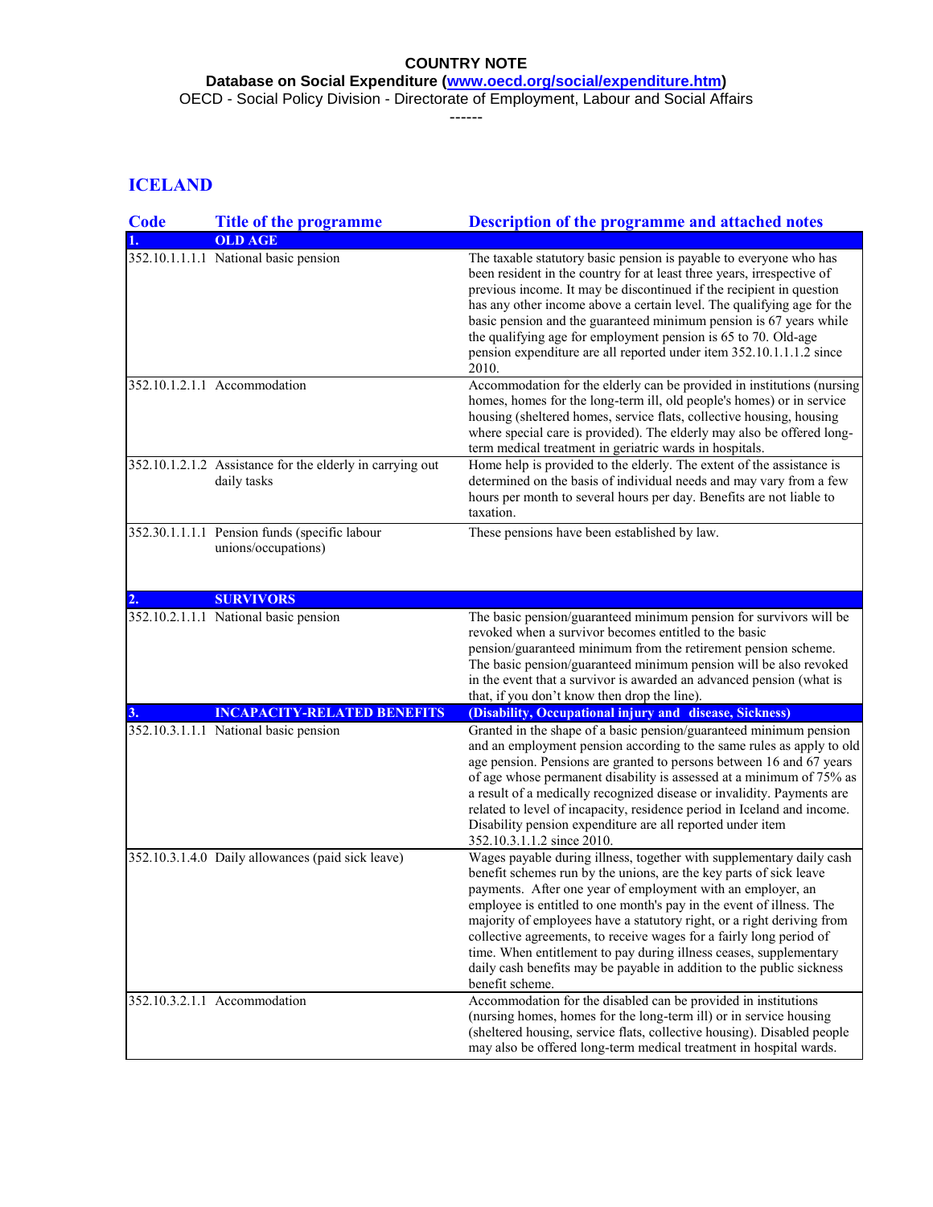**COUNTRY NOTE**

**Database on Social Expenditure (www.oecd.org/social/expenditure.htm)**

OECD - Social Policy Division - Directorate of Employment, Labour and Social Affairs

------

# ICELAND

| Code | Title of the programme | Description of the programme and attached notes |
|---|---|---|
| **1.** | **OLD AGE** | |
| 352.10.1.1.1.1 | National basic pension | The taxable statutory basic pension is payable to everyone who has been resident in the country for at least three years, irrespective of previous income. It may be discontinued if the recipient in question has any other income above a certain level. The qualifying age for the basic pension and the guaranteed minimum pension is 67 years while the qualifying age for employment pension is 65 to 70. Old-age pension expenditure are all reported under item 352.10.1.1.1.2 since 2010. |
| 352.10.1.2.1.1 | Accommodation | Accommodation for the elderly can be provided in institutions (nursing homes, homes for the long-term ill, old people's homes) or in service housing (sheltered homes, service flats, collective housing, housing where special care is provided). The elderly may also be offered long-term medical treatment in geriatric wards in hospitals. |
| 352.10.1.2.1.2 | Assistance for the elderly in carrying out daily tasks | Home help is provided to the elderly. The extent of the assistance is determined on the basis of individual needs and may vary from a few hours per month to several hours per day. Benefits are not liable to taxation. |
| 352.30.1.1.1.1 | Pension funds (specific labour unions/occupations) | These pensions have been established by law. |
| **2.** | **SURVIVORS** | |
| 352.10.2.1.1.1 | National basic pension | The basic pension/guaranteed minimum pension for survivors will be revoked when a survivor becomes entitled to the basic pension/guaranteed minimum from the retirement pension scheme. The basic pension/guaranteed minimum pension will be also revoked in the event that a survivor is awarded an advanced pension (what is that, if you don't know then drop the line). |
| **3.** | **INCAPACITY-RELATED BENEFITS** | **(Disability, Occupational injury and disease, Sickness)** |
| 352.10.3.1.1.1 | National basic pension | Granted in the shape of a basic pension/guaranteed minimum pension and an employment pension according to the same rules as apply to old age pension. Pensions are granted to persons between 16 and 67 years of age whose permanent disability is assessed at a minimum of 75% as a result of a medically recognized disease or invalidity. Payments are related to level of incapacity, residence period in Iceland and income. Disability pension expenditure are all reported under item 352.10.3.1.1.2 since 2010. |
| 352.10.3.1.4.0 | Daily allowances (paid sick leave) | Wages payable during illness, together with supplementary daily cash benefit schemes run by the unions, are the key parts of sick leave payments. After one year of employment with an employer, an employee is entitled to one month's pay in the event of illness. The majority of employees have a statutory right, or a right deriving from collective agreements, to receive wages for a fairly long period of time. When entitlement to pay during illness ceases, supplementary daily cash benefits may be payable in addition to the public sickness benefit scheme. |
| 352.10.3.2.1.1 | Accommodation | Accommodation for the disabled can be provided in institutions (nursing homes, homes for the long-term ill) or in service housing (sheltered housing, service flats, collective housing). Disabled people may also be offered long-term medical treatment in hospital wards. |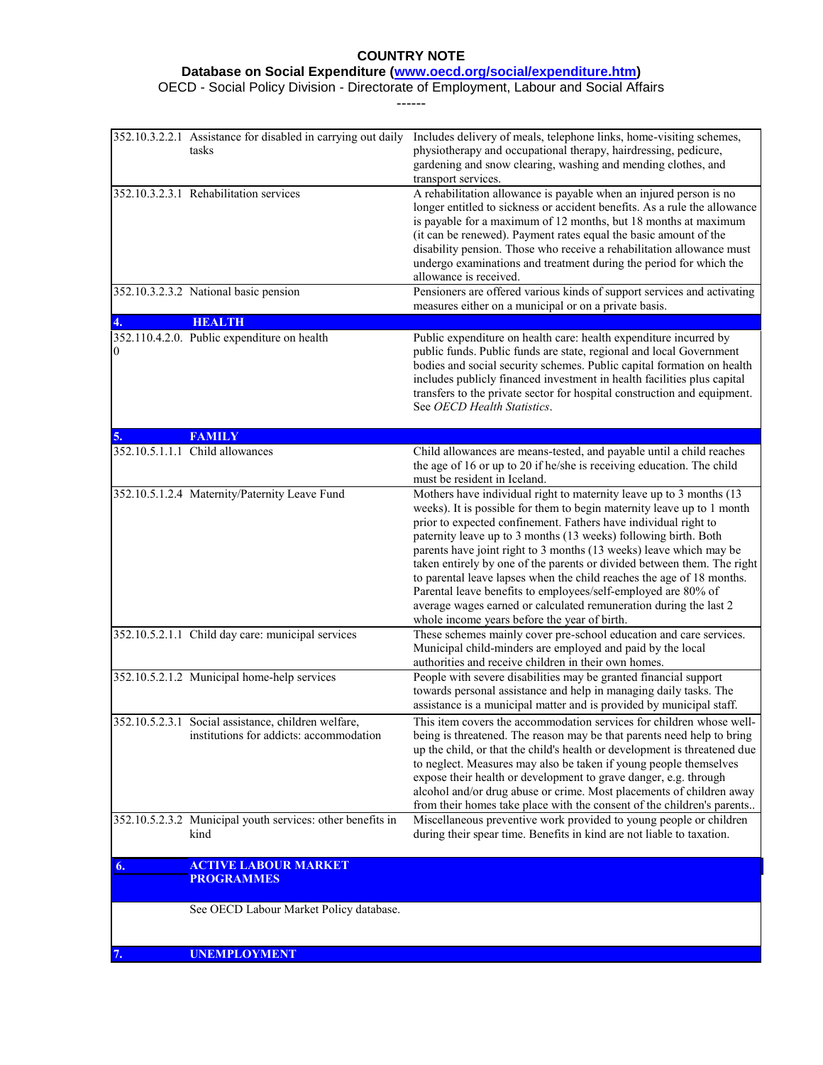**COUNTRY NOTE**

**Database on Social Expenditure (www.oecd.org/social/expenditure.htm)**

OECD - Social Policy Division - Directorate of Employment, Labour and Social Affairs

------

| | | |
|---|---|---|
| 352.10.3.2.2.1 | Assistance for disabled in carrying out daily tasks | Includes delivery of meals, telephone links, home-visiting schemes, physiotherapy and occupational therapy, hairdressing, pedicure, gardening and snow clearing, washing and mending clothes, and transport services. |
| 352.10.3.2.3.1 | Rehabilitation services | A rehabilitation allowance is payable when an injured person is no longer entitled to sickness or accident benefits. As a rule the allowance is payable for a maximum of 12 months, but 18 months at maximum (it can be renewed). Payment rates equal the basic amount of the disability pension. Those who receive a rehabilitation allowance must undergo examinations and treatment during the period for which the allowance is received. |
| 352.10.3.2.3.2 | National basic pension | Pensioners are offered various kinds of support services and activating measures either on a municipal or on a private basis. |
| **4.** | **HEALTH** | |
| 352.110.4.2.0.0 | Public expenditure on health | Public expenditure on health care: health expenditure incurred by public funds. Public funds are state, regional and local Government bodies and social security schemes. Public capital formation on health includes publicly financed investment in health facilities plus capital transfers to the private sector for hospital construction and equipment. See *OECD Health Statistics*. |
| **5.** | **FAMILY** | |
| 352.10.5.1.1.1 | Child allowances | Child allowances are means-tested, and payable until a child reaches the age of 16 or up to 20 if he/she is receiving education. The child must be resident in Iceland. |
| 352.10.5.1.2.4 | Maternity/Paternity Leave Fund | Mothers have individual right to maternity leave up to 3 months (13 weeks). It is possible for them to begin maternity leave up to 1 month prior to expected confinement. Fathers have individual right to paternity leave up to 3 months (13 weeks) following birth. Both parents have joint right to 3 months (13 weeks) leave which may be taken entirely by one of the parents or divided between them. The right to parental leave lapses when the child reaches the age of 18 months. Parental leave benefits to employees/self-employed are 80% of average wages earned or calculated remuneration during the last 2 whole income years before the year of birth. |
| 352.10.5.2.1.1 | Child day care: municipal services | These schemes mainly cover pre-school education and care services. Municipal child-minders are employed and paid by the local authorities and receive children in their own homes. |
| 352.10.5.2.1.2 | Municipal home-help services | People with severe disabilities may be granted financial support towards personal assistance and help in managing daily tasks. The assistance is a municipal matter and is provided by municipal staff. |
| 352.10.5.2.3.1 | Social assistance, children welfare, institutions for addicts: accommodation | This item covers the accommodation services for children whose well-being is threatened. The reason may be that parents need help to bring up the child, or that the child's health or development is threatened due to neglect. Measures may also be taken if young people themselves expose their health or development to grave danger, e.g. through alcohol and/or drug abuse or crime. Most placements of children away from their homes take place with the consent of the children's parents.. |
| 352.10.5.2.3.2 | Municipal youth services: other benefits in kind | Miscellaneous preventive work provided to young people or children during their spear time. Benefits in kind are not liable to taxation. |
| **6.** | **ACTIVE LABOUR MARKET PROGRAMMES** | |
| | See OECD Labour Market Policy database. | |
| **7.** | **UNEMPLOYMENT** | |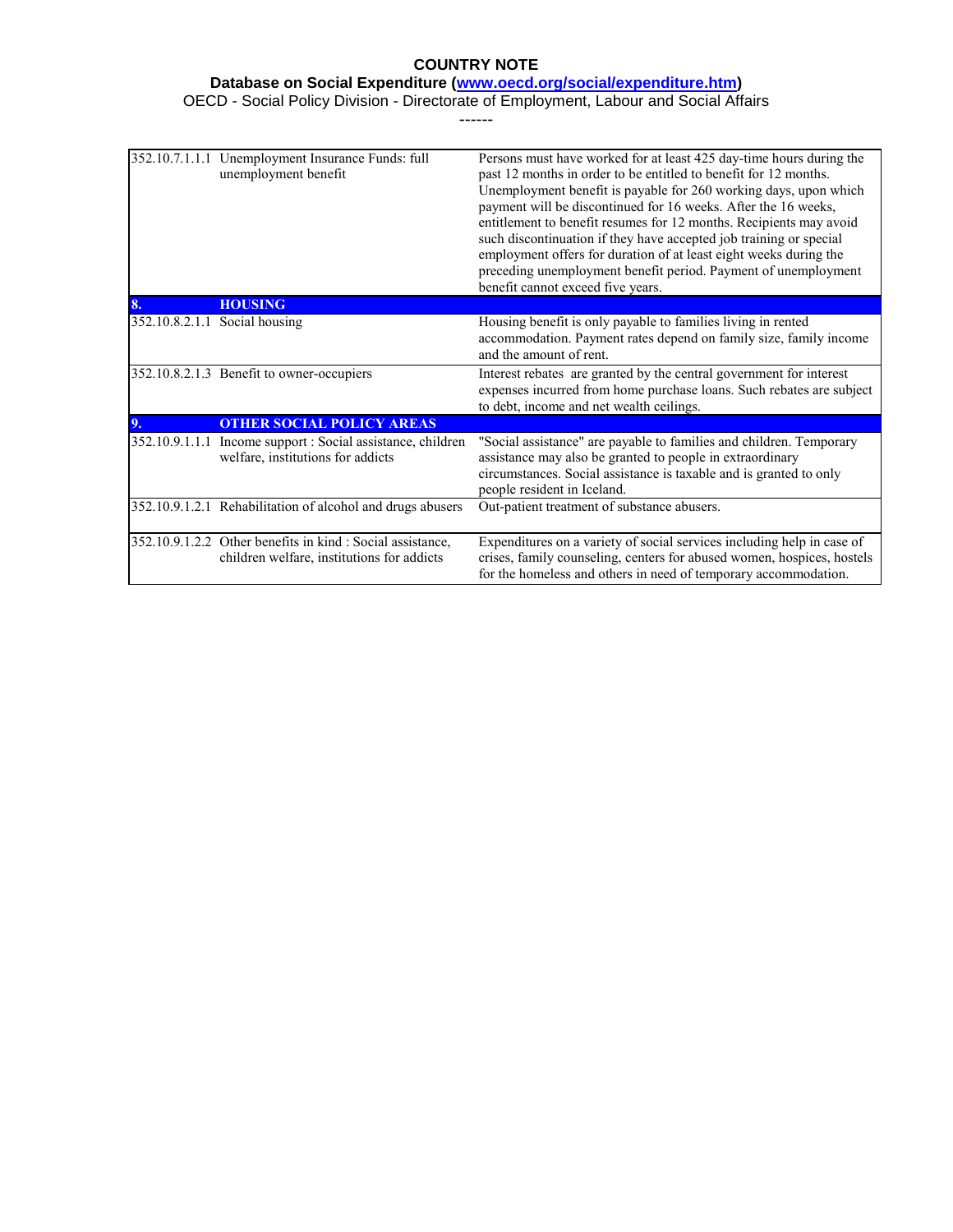**COUNTRY NOTE**

**Database on Social Expenditure (www.oecd.org/social/expenditure.htm)**

OECD - Social Policy Division - Directorate of Employment, Labour and Social Affairs

------

| | | |
|---|---|---|
| 352.10.7.1.1.1 | Unemployment Insurance Funds: full unemployment benefit | Persons must have worked for at least 425 day-time hours during the past 12 months in order to be entitled to benefit for 12 months. Unemployment benefit is payable for 260 working days, upon which payment will be discontinued for 16 weeks. After the 16 weeks, entitlement to benefit resumes for 12 months. Recipients may avoid such discontinuation if they have accepted job training or special employment offers for duration of at least eight weeks during the preceding unemployment benefit period. Payment of unemployment benefit cannot exceed five years. |
| **8.** | **HOUSING** | |
| 352.10.8.2.1.1 | Social housing | Housing benefit is only payable to families living in rented accommodation. Payment rates depend on family size, family income and the amount of rent. |
| 352.10.8.2.1.3 | Benefit to owner-occupiers | Interest rebates are granted by the central government for interest expenses incurred from home purchase loans. Such rebates are subject to debt, income and net wealth ceilings. |
| **9.** | **OTHER SOCIAL POLICY AREAS** | |
| 352.10.9.1.1.1 | Income support : Social assistance, children welfare, institutions for addicts | "Social assistance" are payable to families and children. Temporary assistance may also be granted to people in extraordinary circumstances. Social assistance is taxable and is granted to only people resident in Iceland. |
| 352.10.9.1.2.1 | Rehabilitation of alcohol and drugs abusers | Out-patient treatment of substance abusers. |
| 352.10.9.1.2.2 | Other benefits in kind : Social assistance, children welfare, institutions for addicts | Expenditures on a variety of social services including help in case of crises, family counseling, centers for abused women, hospices, hostels for the homeless and others in need of temporary accommodation. |